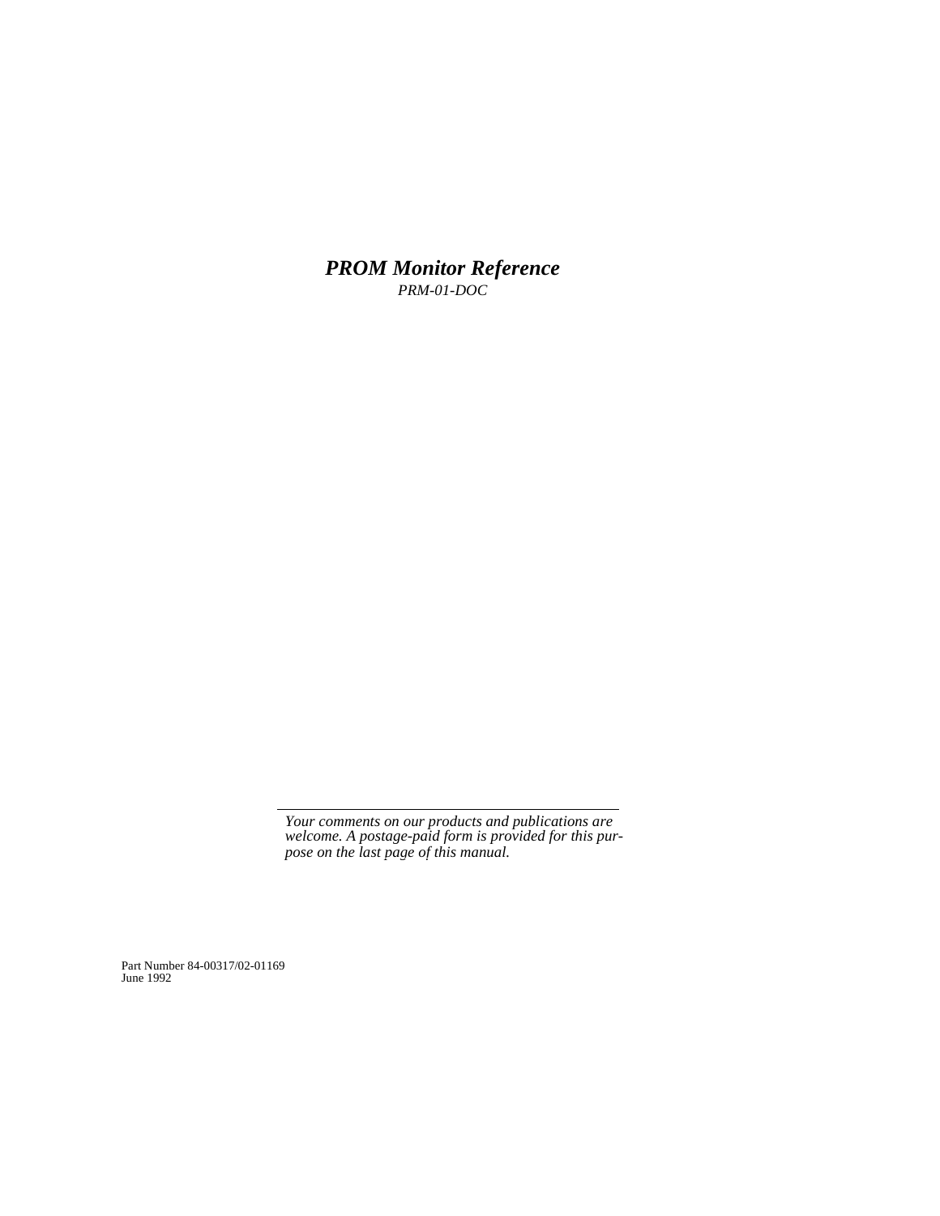# *PROM Monitor Reference*

*PRM-01-DOC*

---

*Your comments on our products and publications are welcome. A postage-paid form is provided for this purpose on the last page of this manual.*

Part Number 84-00317/02-01169
June 1992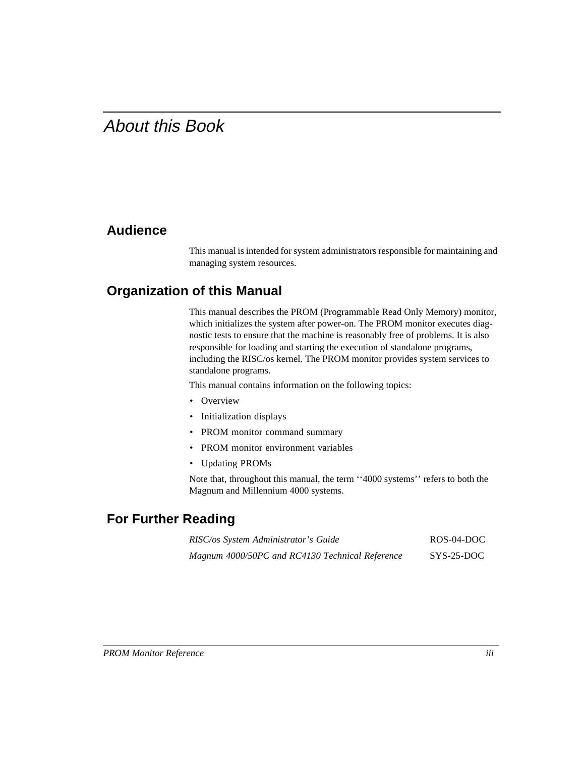# About this Book

## Audience

This manual is intended for system administrators responsible for maintaining and managing system resources.

## Organization of this Manual

This manual describes the PROM (Programmable Read Only Memory) monitor, which initializes the system after power-on. The PROM monitor executes diagnostic tests to ensure that the machine is reasonably free of problems. It is also responsible for loading and starting the execution of standalone programs, including the RISC/os kernel. The PROM monitor provides system services to standalone programs.

This manual contains information on the following topics:

- Overview
- Initialization displays
- PROM monitor command summary
- PROM monitor environment variables
- Updating PROMs

Note that, throughout this manual, the term ‘‘4000 systems’’ refers to both the Magnum and Millennium 4000 systems.

## For Further Reading

| | |
|---|---|
| *RISC/os System Administrator’s Guide* | ROS-04-DOC |
| *Magnum 4000/50PC and RC4130 Technical Reference* | SYS-25-DOC |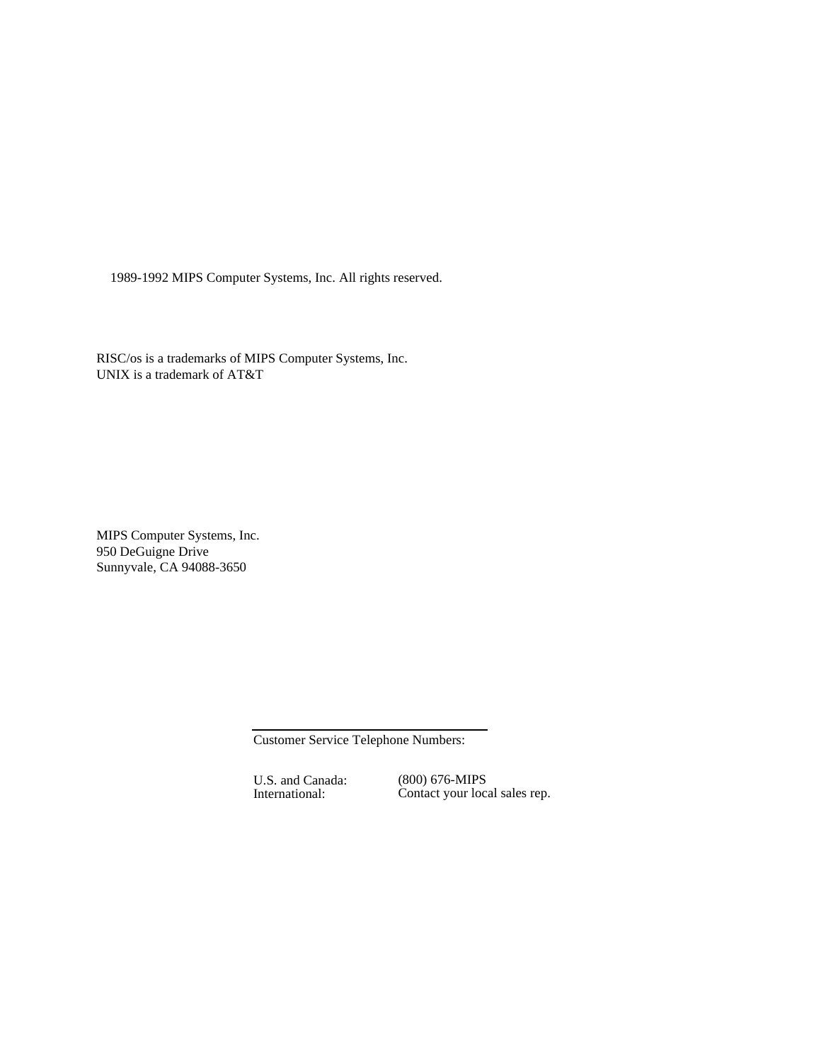1989-1992 MIPS Computer Systems, Inc. All rights reserved.

RISC/os is a trademarks of MIPS Computer Systems, Inc.
UNIX is a trademark of AT&T

MIPS Computer Systems, Inc.
950 DeGuigne Drive
Sunnyvale, CA 94088-3650

Customer Service Telephone Numbers:

| U.S. and Canada: | (800) 676-MIPS |
|---|---|
| International: | Contact your local sales rep. |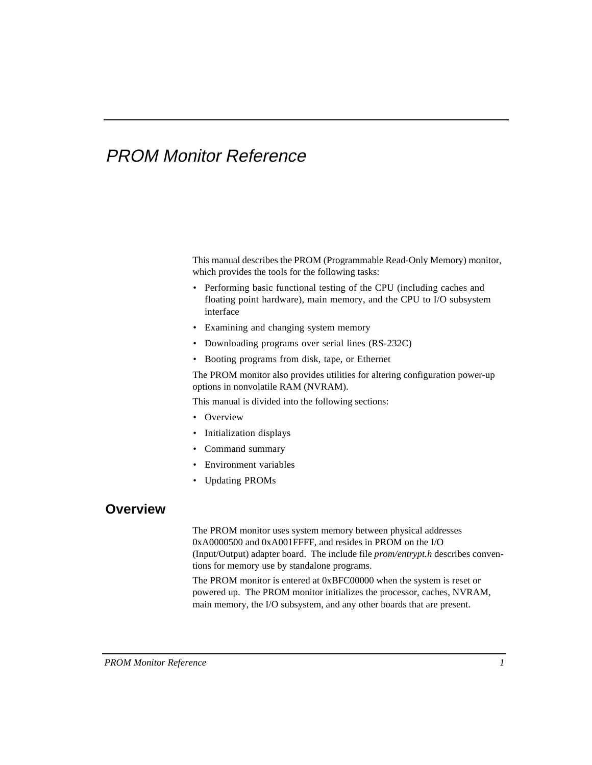# PROM Monitor Reference

This manual describes the PROM (Programmable Read-Only Memory) monitor, which provides the tools for the following tasks:

- Performing basic functional testing of the CPU (including caches and floating point hardware), main memory, and the CPU to I/O subsystem interface
- Examining and changing system memory
- Downloading programs over serial lines (RS-232C)
- Booting programs from disk, tape, or Ethernet

The PROM monitor also provides utilities for altering configuration power-up options in nonvolatile RAM (NVRAM).

This manual is divided into the following sections:

- Overview
- Initialization displays
- Command summary
- Environment variables
- Updating PROMs

## Overview

The PROM monitor uses system memory between physical addresses 0xA0000500 and 0xA001FFFF, and resides in PROM on the I/O (Input/Output) adapter board. The include file *prom/entrypt.h* describes conventions for memory use by standalone programs.

The PROM monitor is entered at 0xBFC00000 when the system is reset or powered up. The PROM monitor initializes the processor, caches, NVRAM, main memory, the I/O subsystem, and any other boards that are present.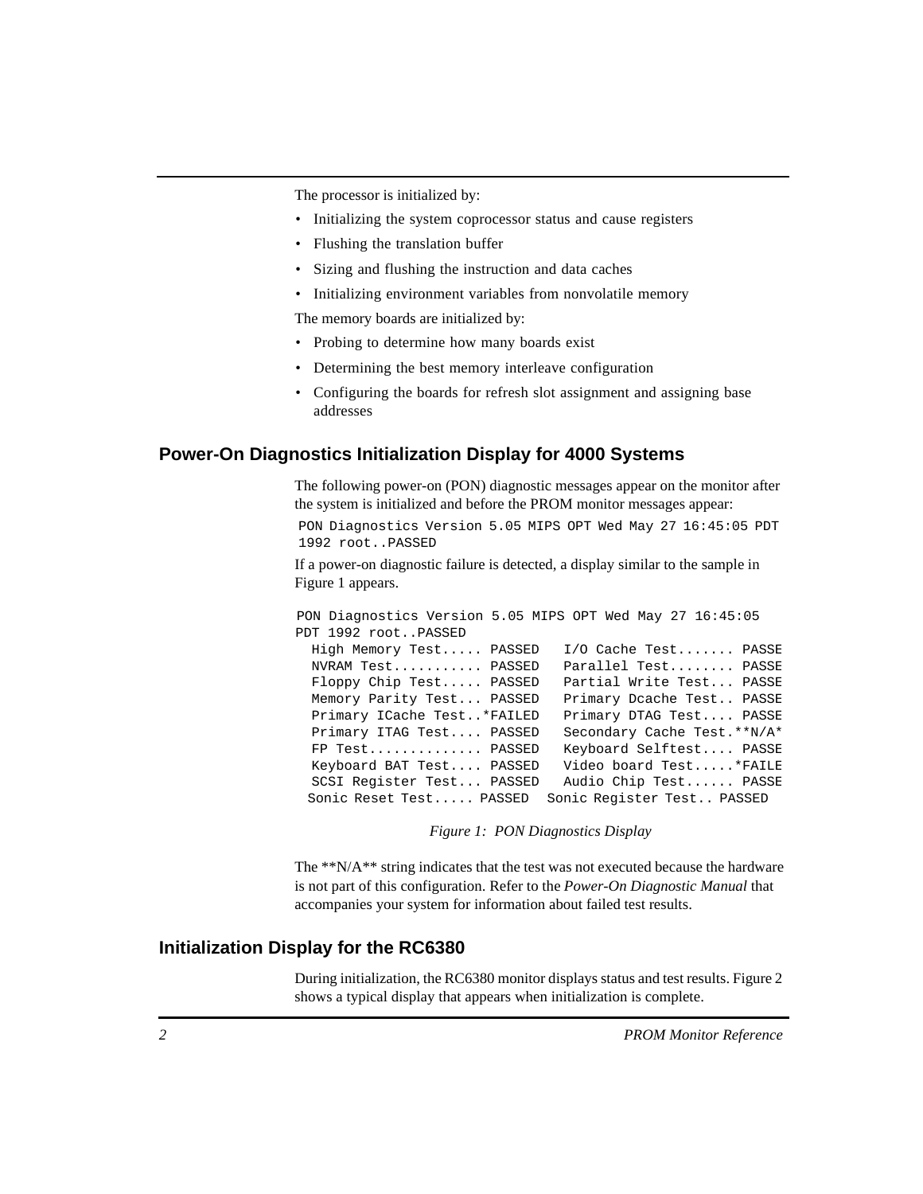The processor is initialized by:

- Initializing the system coprocessor status and cause registers
- Flushing the translation buffer
- Sizing and flushing the instruction and data caches
- Initializing environment variables from nonvolatile memory

The memory boards are initialized by:

- Probing to determine how many boards exist
- Determining the best memory interleave configuration
- Configuring the boards for refresh slot assignment and assigning base addresses

## Power-On Diagnostics Initialization Display for 4000 Systems

The following power-on (PON) diagnostic messages appear on the monitor after the system is initialized and before the PROM monitor messages appear:

```
PON Diagnostics Version 5.05 MIPS OPT Wed May 27 16:45:05 PDT
1992 root..PASSED
```

If a power-on diagnostic failure is detected, a display similar to the sample in Figure 1 appears.

```
PON Diagnostics Version 5.05 MIPS OPT Wed May 27 16:45:05
PDT 1992 root..PASSED
  High Memory Test..... PASSED   I/O Cache Test....... PASSE
  NVRAM Test........... PASSED   Parallel Test........ PASSE
  Floppy Chip Test..... PASSED   Partial Write Test... PASSE
  Memory Parity Test... PASSED   Primary Dcache Test.. PASSE
  Primary ICache Test..*FAILED   Primary DTAG Test.... PASSE
  Primary ITAG Test.... PASSED   Secondary Cache Test.**N/A*
  FP Test.............. PASSED   Keyboard Selftest.... PASSE
  Keyboard BAT Test.... PASSED   Video board Test.....*FAILE
  SCSI Register Test... PASSED   Audio Chip Test...... PASSE
 Sonic Reset Test..... PASSED  Sonic Register Test.. PASSED
```

*Figure 1: PON Diagnostics Display*

The **N/A** string indicates that the test was not executed because the hardware is not part of this configuration. Refer to the *Power-On Diagnostic Manual* that accompanies your system for information about failed test results.

## Initialization Display for the RC6380

During initialization, the RC6380 monitor displays status and test results. Figure 2 shows a typical display that appears when initialization is complete.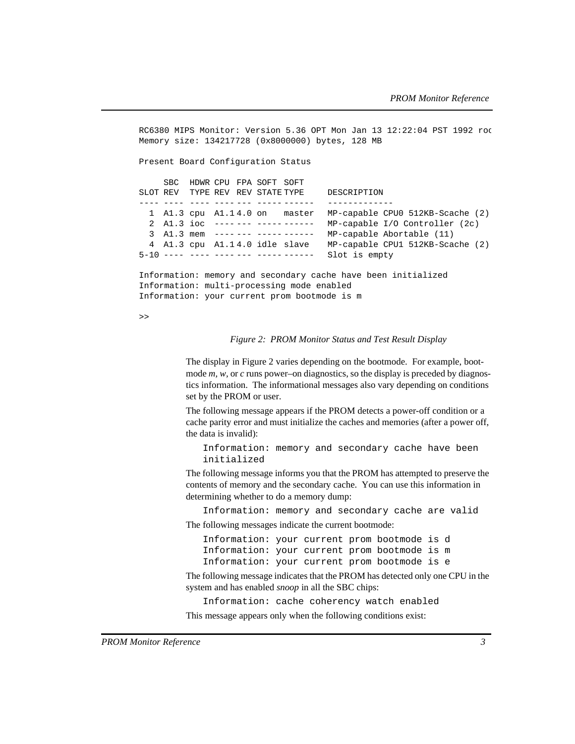```
RC6380 MIPS Monitor: Version 5.36 OPT Mon Jan 13 12:22:04 PST 1992 roc
Memory size: 134217728 (0x8000000) bytes, 128 MB

Present Board Configuration Status

     SBC  HDWR CPU  FPA SOFT  SOFT
SLOT REV  TYPE REV  REV STATE TYPE     DESCRIPTION
---- ---- ---- ---- --- ----- ------   -------------
  1  A1.3 cpu  A1.1 4.0 on    master   MP-capable CPU0 512KB-Scache (2)
  2  A1.3 ioc  ---- --- ----- ------   MP-capable I/O Controller (2c)
  3  A1.3 mem  ---- --- ----- ------   MP-capable Abortable (11)
  4  A1.3 cpu  A1.1 4.0 idle  slave    MP-capable CPU1 512KB-Scache (2)
5-10 ---- ---- ---- --- ----- ------   Slot is empty

Information: memory and secondary cache have been initialized
Information: multi-processing mode enabled
Information: your current prom bootmode is m

>>
```

*Figure 2: PROM Monitor Status and Test Result Display*

The display in Figure 2 varies depending on the bootmode. For example, bootmode *m*, *w*, or *c* runs power–on diagnostics, so the display is preceded by diagnostics information. The informational messages also vary depending on conditions set by the PROM or user.

The following message appears if the PROM detects a power-off condition or a cache parity error and must initialize the caches and memories (after a power off, the data is invalid):

```
Information: memory and secondary cache have been
initialized
```

The following message informs you that the PROM has attempted to preserve the contents of memory and the secondary cache. You can use this information in determining whether to do a memory dump:

```
Information: memory and secondary cache are valid
```

The following messages indicate the current bootmode:

```
Information: your current prom bootmode is d
Information: your current prom bootmode is m
Information: your current prom bootmode is e
```

The following message indicates that the PROM has detected only one CPU in the system and has enabled *snoop* in all the SBC chips:

```
Information: cache coherency watch enabled
```

This message appears only when the following conditions exist: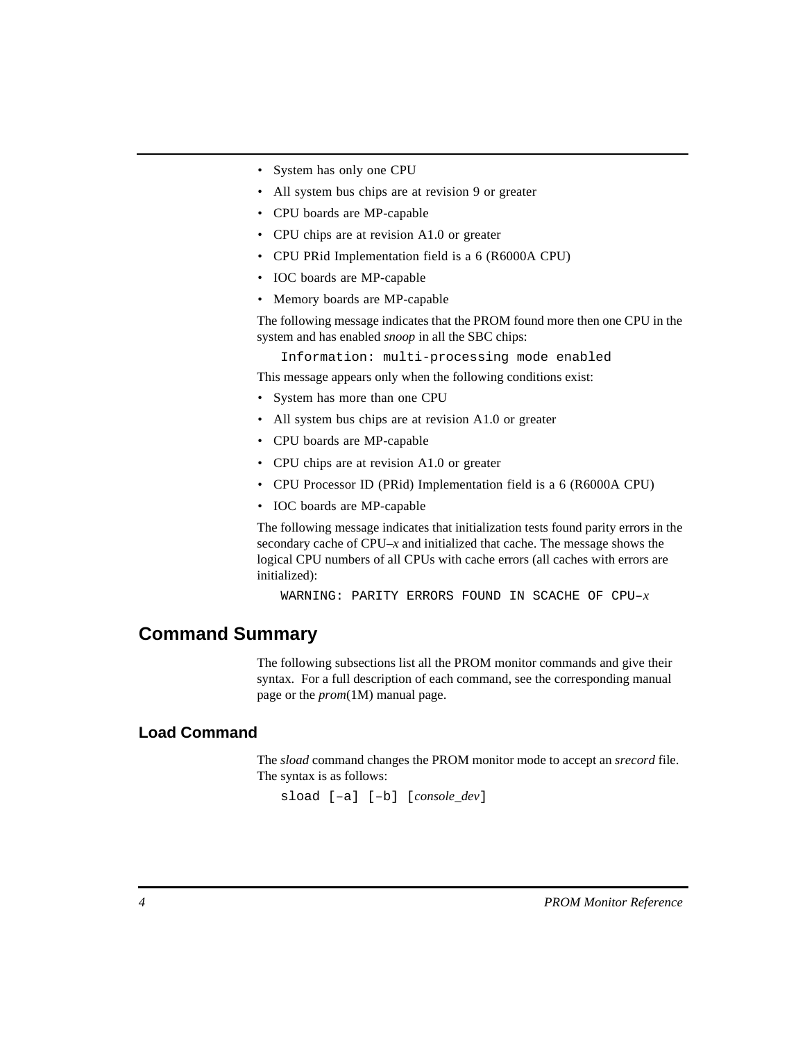- System has only one CPU
- All system bus chips are at revision 9 or greater
- CPU boards are MP-capable
- CPU chips are at revision A1.0 or greater
- CPU PRid Implementation field is a 6 (R6000A CPU)
- IOC boards are MP-capable
- Memory boards are MP-capable

The following message indicates that the PROM found more then one CPU in the system and has enabled *snoop* in all the SBC chips:

```
Information: multi-processing mode enabled
```

This message appears only when the following conditions exist:

- System has more than one CPU
- All system bus chips are at revision A1.0 or greater
- CPU boards are MP-capable
- CPU chips are at revision A1.0 or greater
- CPU Processor ID (PRid) Implementation field is a 6 (R6000A CPU)
- IOC boards are MP-capable

The following message indicates that initialization tests found parity errors in the secondary cache of CPU–*x* and initialized that cache. The message shows the logical CPU numbers of all CPUs with cache errors (all caches with errors are initialized):

```
WARNING: PARITY ERRORS FOUND IN SCACHE OF CPU–x
```

## Command Summary

The following subsections list all the PROM monitor commands and give their syntax. For a full description of each command, see the corresponding manual page or the *prom*(1M) manual page.

### Load Command

The *sload* command changes the PROM monitor mode to accept an *srecord* file. The syntax is as follows:

```
sload [–a] [–b] [console_dev]
```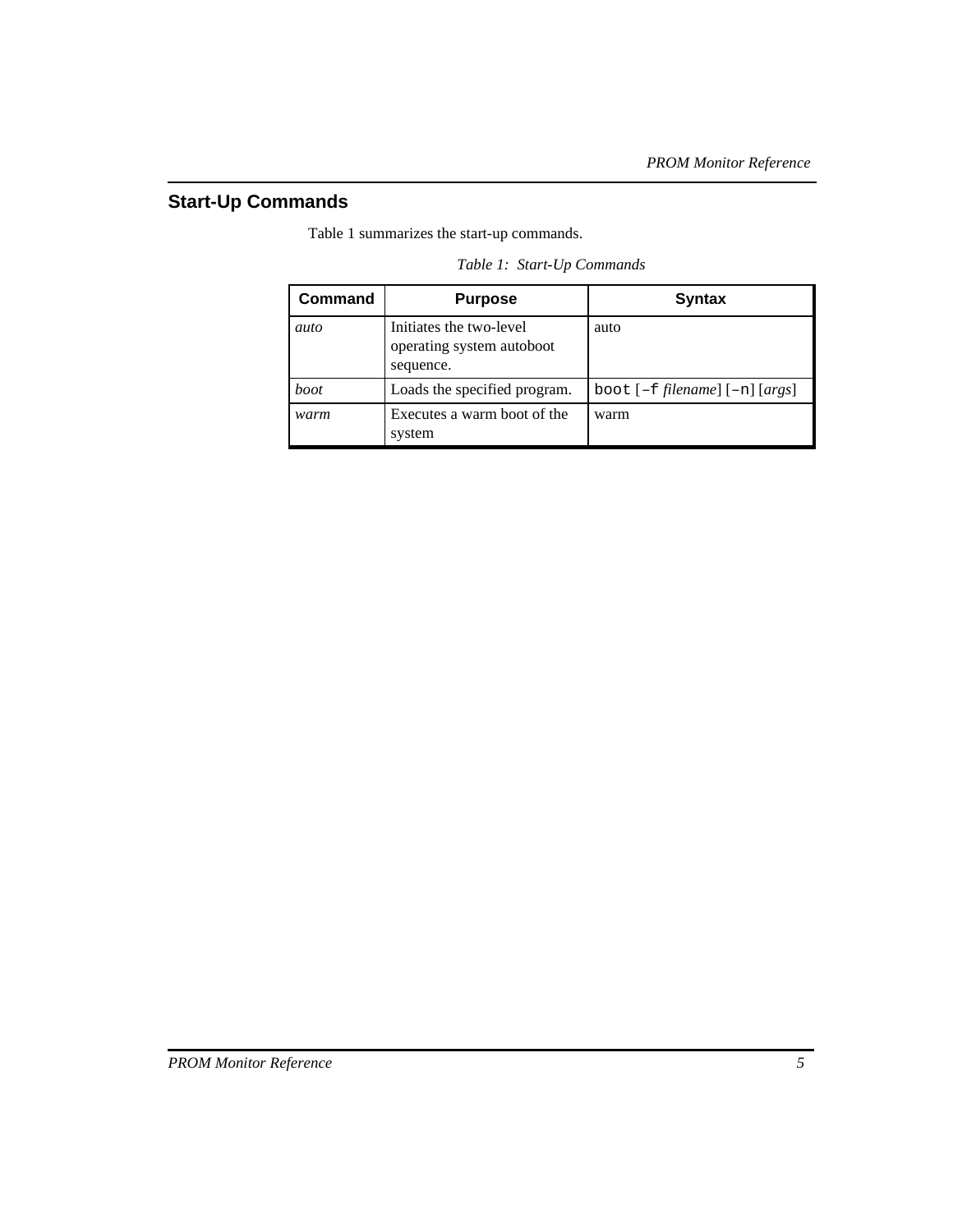## Start-Up Commands

Table 1 summarizes the start-up commands.

*Table 1: Start-Up Commands*

| Command | Purpose | Syntax |
|---|---|---|
| *auto* | Initiates the two-level operating system autoboot sequence. | auto |
| *boot* | Loads the specified program. | `boot` [`–f` *filename*] [`–n`] [*args*] |
| *warm* | Executes a warm boot of the system | warm |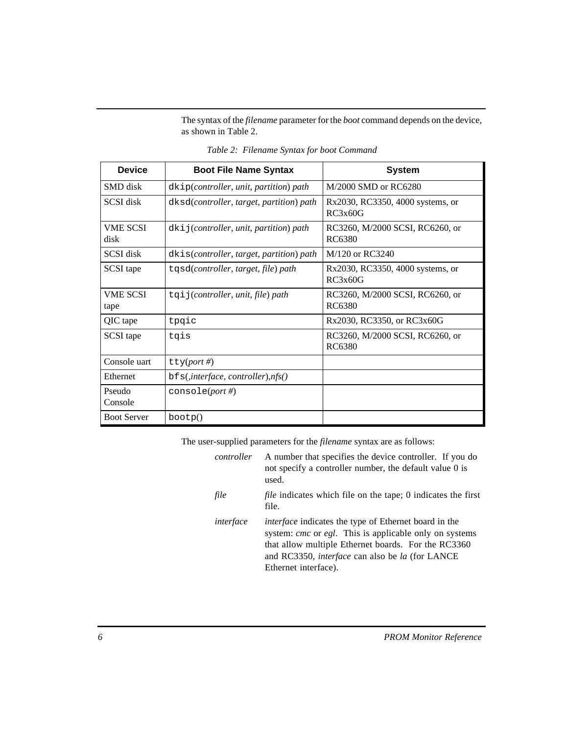The syntax of the *filename* parameter for the *boot* command depends on the device, as shown in Table 2.

*Table 2: Filename Syntax for boot Command*

| Device | Boot File Name Syntax | System |
|---|---|---|
| SMD disk | `dkip`(*controller*, *unit*, *partition*) *path* | M/2000 SMD or RC6280 |
| SCSI disk | `dksd`(*controller*, *target*, *partition*) *path* | Rx2030, RC3350, 4000 systems, or RC3x60G |
| VME SCSI disk | `dkij`(*controller*, *unit*, *partition*) *path* | RC3260, M/2000 SCSI, RC6260, or RC6380 |
| SCSI disk | `dkis`(*controller*, *target*, *partition*) *path* | M/120 or RC3240 |
| SCSI tape | `tqsd`(*controller*, *target*, *file*) *path* | Rx2030, RC3350, 4000 systems, or RC3x60G |
| VME SCSI tape | `tqij`(*controller*, *unit*, *file*) *path* | RC3260, M/2000 SCSI, RC6260, or RC6380 |
| QIC tape | `tpqic` | Rx2030, RC3350, or RC3x60G |
| SCSI tape | `tqis` | RC3260, M/2000 SCSI, RC6260, or RC6380 |
| Console uart | `tty`(*port #*) | |
| Ethernet | `bfs`(,*interface*, *controller*),*nfs()* | |
| Pseudo Console | `console`(*port #*) | |
| Boot Server | `bootp`() | |

The user-supplied parameters for the *filename* syntax are as follows:

*controller* — A number that specifies the device controller. If you do not specify a controller number, the default value 0 is used.

*file* — *file* indicates which file on the tape; 0 indicates the first file.

*interface* — *interface* indicates the type of Ethernet board in the system: *cmc* or *egl*. This is applicable only on systems that allow multiple Ethernet boards. For the RC3360 and RC3350, *interface* can also be *la* (for LANCE Ethernet interface).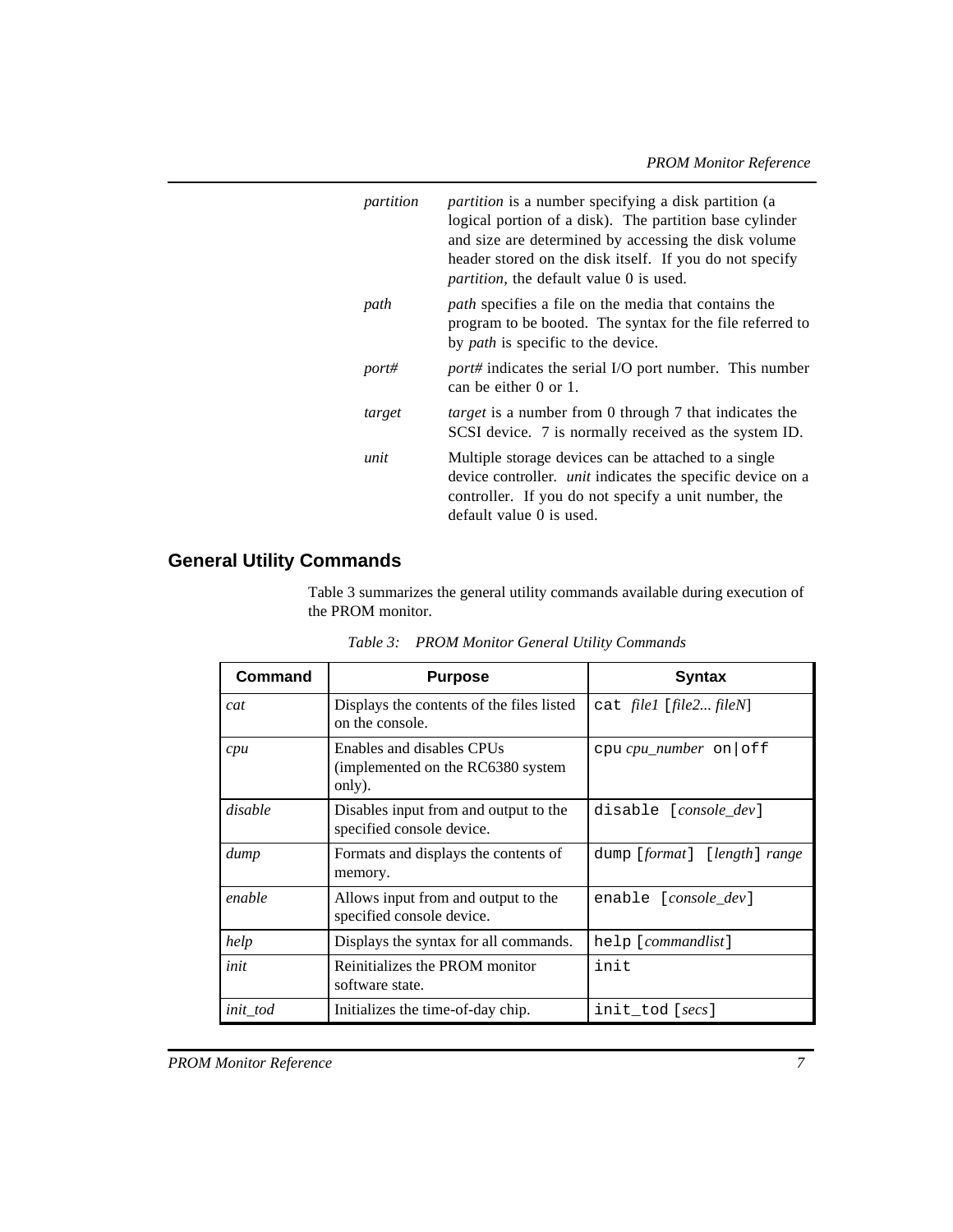| | |
|---|---|
| *partition* | *partition* is a number specifying a disk partition (a logical portion of a disk). The partition base cylinder and size are determined by accessing the disk volume header stored on the disk itself. If you do not specify *partition*, the default value 0 is used. |
| *path* | *path* specifies a file on the media that contains the program to be booted. The syntax for the file referred to by *path* is specific to the device. |
| *port#* | *port#* indicates the serial I/O port number. This number can be either 0 or 1. |
| *target* | *target* is a number from 0 through 7 that indicates the SCSI device. 7 is normally received as the system ID. |
| *unit* | Multiple storage devices can be attached to a single device controller. *unit* indicates the specific device on a controller. If you do not specify a unit number, the default value 0 is used. |

## General Utility Commands

Table 3 summarizes the general utility commands available during execution of the PROM monitor.

*Table 3: PROM Monitor General Utility Commands*

| Command | Purpose | Syntax |
|---|---|---|
| *cat* | Displays the contents of the files listed on the console. | `cat` *file1* [*file2... fileN*] |
| *cpu* | Enables and disables CPUs (implemented on the RC6380 system only). | `cpu` *cpu_number* `on\|off` |
| *disable* | Disables input from and output to the specified console device. | `disable` [*console_dev*] |
| *dump* | Formats and displays the contents of memory. | `dump` [*format*] [*length*] *range* |
| *enable* | Allows input from and output to the specified console device. | `enable` [*console_dev*] |
| *help* | Displays the syntax for all commands. | `help` [*commandlist*] |
| *init* | Reinitializes the PROM monitor software state. | `init` |
| *init_tod* | Initializes the time-of-day chip. | `init_tod` [*secs*] |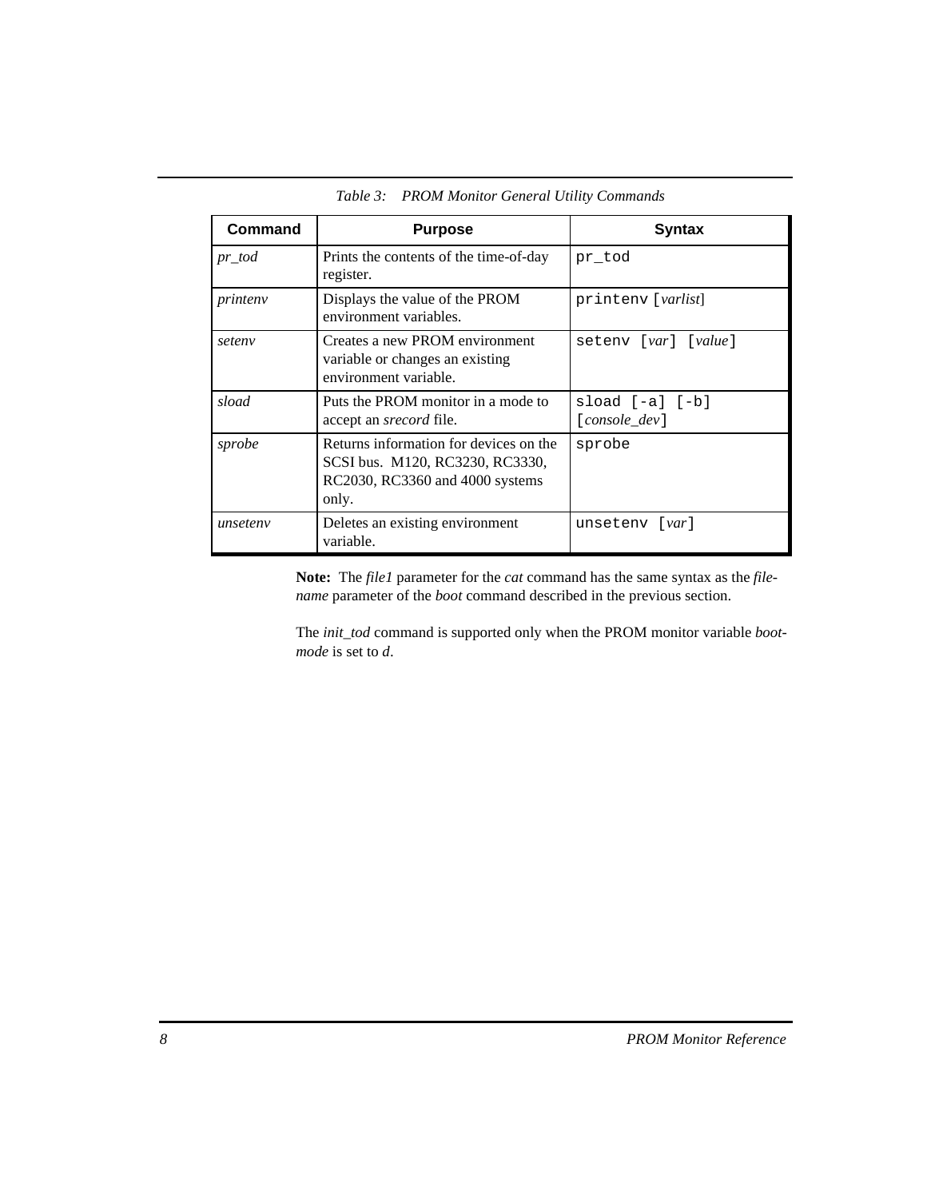*Table 3: PROM Monitor General Utility Commands*

| Command | Purpose | Syntax |
|---|---|---|
| *pr_tod* | Prints the contents of the time-of-day register. | `pr_tod` |
| *printenv* | Displays the value of the PROM environment variables. | `printenv` [*varlist*] |
| *setenv* | Creates a new PROM environment variable or changes an existing environment variable. | `setenv` [*var*] [*value*] |
| *sload* | Puts the PROM monitor in a mode to accept an *srecord* file. | `sload [-a] [-b]` [*console_dev*] |
| *sprobe* | Returns information for devices on the SCSI bus. M120, RC3230, RC3330, RC2030, RC3360 and 4000 systems only. | `sprobe` |
| *unsetenv* | Deletes an existing environment variable. | `unsetenv` [*var*] |

**Note:** The *file1* parameter for the *cat* command has the same syntax as the *filename* parameter of the *boot* command described in the previous section.

The *init_tod* command is supported only when the PROM monitor variable *bootmode* is set to *d*.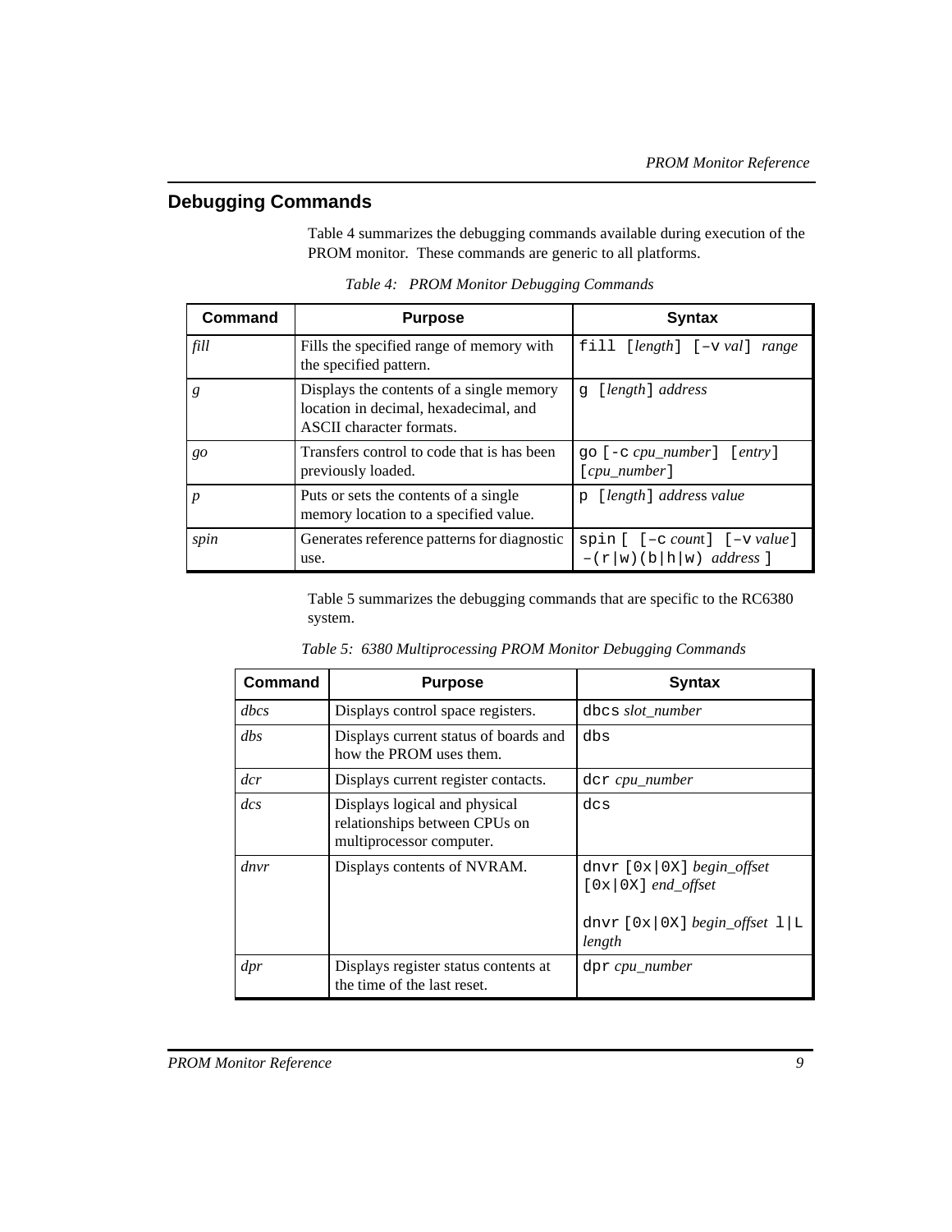## Debugging Commands

Table 4 summarizes the debugging commands available during execution of the PROM monitor. These commands are generic to all platforms.

*Table 4: PROM Monitor Debugging Commands*

| Command | Purpose | Syntax |
|---|---|---|
| *fill* | Fills the specified range of memory with the specified pattern. | `fill` [*length*] [`–v` *val*] *range* |
| *g* | Displays the contents of a single memory location in decimal, hexadecimal, and ASCII character formats. | `g` [*length*] *address* |
| *go* | Transfers control to code that is has been previously loaded. | `go` [`-c` *cpu_number*] [*entry*] [*cpu_number*] |
| *p* | Puts or sets the contents of a single memory location to a specified value. | `p` [*length*] *address value* |
| *spin* | Generates reference patterns for diagnostic use. | `spin` [ [`–c` *count*] [`–v` *value*] `–(r|w)(b|h|w)` *address* ] |

Table 5 summarizes the debugging commands that are specific to the RC6380 system.

*Table 5: 6380 Multiprocessing PROM Monitor Debugging Commands*

| Command | Purpose | Syntax |
|---|---|---|
| *dbcs* | Displays control space registers. | `dbcs` *slot_number* |
| *dbs* | Displays current status of boards and how the PROM uses them. | `dbs` |
| *dcr* | Displays current register contacts. | `dcr` *cpu_number* |
| *dcs* | Displays logical and physical relationships between CPUs on multiprocessor computer. | `dcs` |
| *dnvr* | Displays contents of NVRAM. | `dnvr` [`0x|0X`] *begin_offset* [`0x|0X`] *end_offset*<br><br>`dnvr` [`0x|0X`] *begin_offset* `l|L` *length* |
| *dpr* | Displays register status contents at the time of the last reset. | `dpr` *cpu_number* |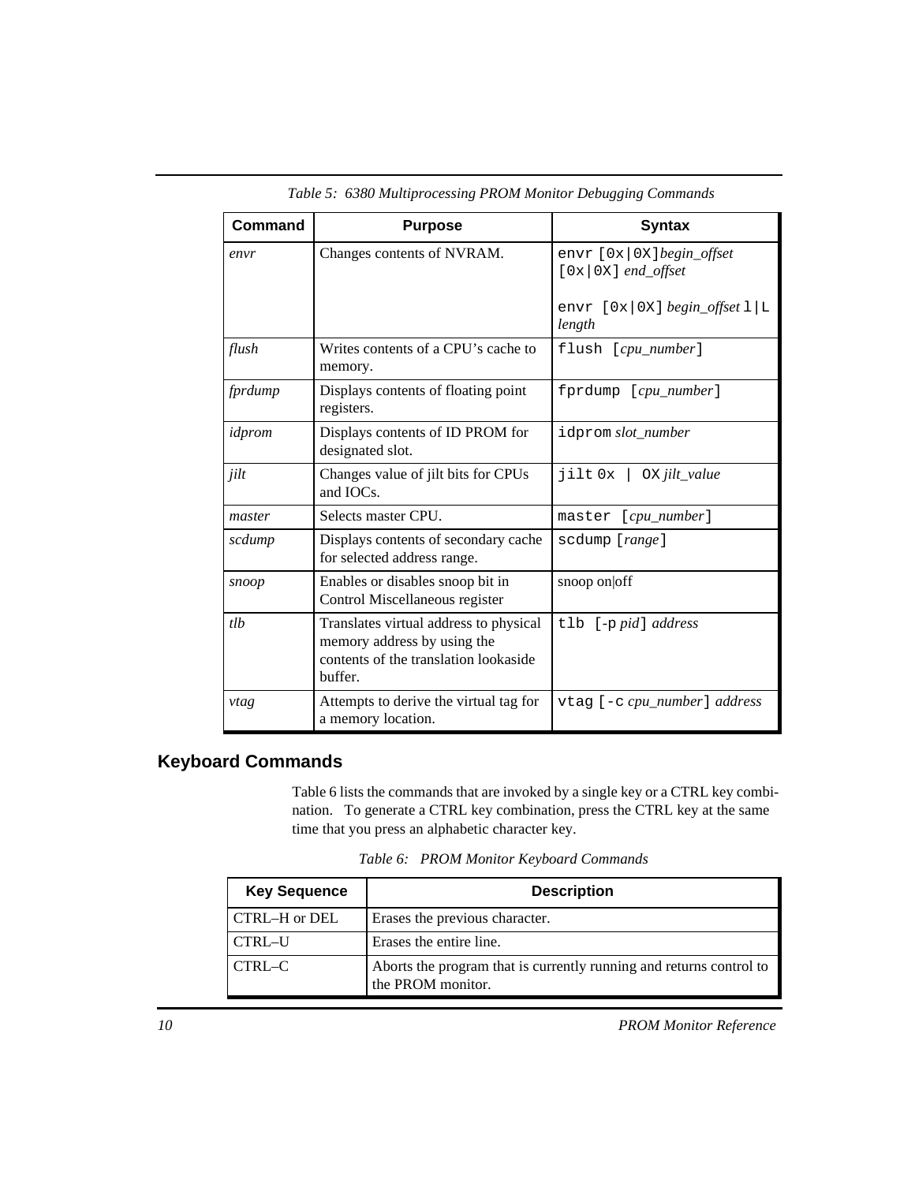*Table 5: 6380 Multiprocessing PROM Monitor Debugging Commands*

| Command | Purpose | Syntax |
|---|---|---|
| *envr* | Changes contents of NVRAM. | `envr [0x\|0X]`*begin_offset* `[0x\|0X]` *end_offset*<br><br>`envr [0x\|0X]` *begin_offset* `l\|L` *length* |
| *flush* | Writes contents of a CPU's cache to memory. | `flush [`*cpu_number*`]` |
| *fprdump* | Displays contents of floating point registers. | `fprdump [`*cpu_number*`]` |
| *idprom* | Displays contents of ID PROM for designated slot. | `idprom` *slot_number* |
| *jilt* | Changes value of jilt bits for CPUs and IOCs. | `jilt 0x \| OX` *jilt_value* |
| *master* | Selects master CPU. | `master [`*cpu_number*`]` |
| *scdump* | Displays contents of secondary cache for selected address range. | `scdump [`*range*`]` |
| *snoop* | Enables or disables snoop bit in Control Miscellaneous register | snoop on\|off |
| *tlb* | Translates virtual address to physical memory address by using the contents of the translation lookaside buffer. | `tlb [-p` *pid*`]` *address* |
| *vtag* | Attempts to derive the virtual tag for a memory location. | `vtag [-c` *cpu_number*`]` *address* |

## Keyboard Commands

Table 6 lists the commands that are invoked by a single key or a CTRL key combination. To generate a CTRL key combination, press the CTRL key at the same time that you press an alphabetic character key.

*Table 6: PROM Monitor Keyboard Commands*

| Key Sequence | Description |
|---|---|
| CTRL–H or DEL | Erases the previous character. |
| CTRL–U | Erases the entire line. |
| CTRL–C | Aborts the program that is currently running and returns control to the PROM monitor. |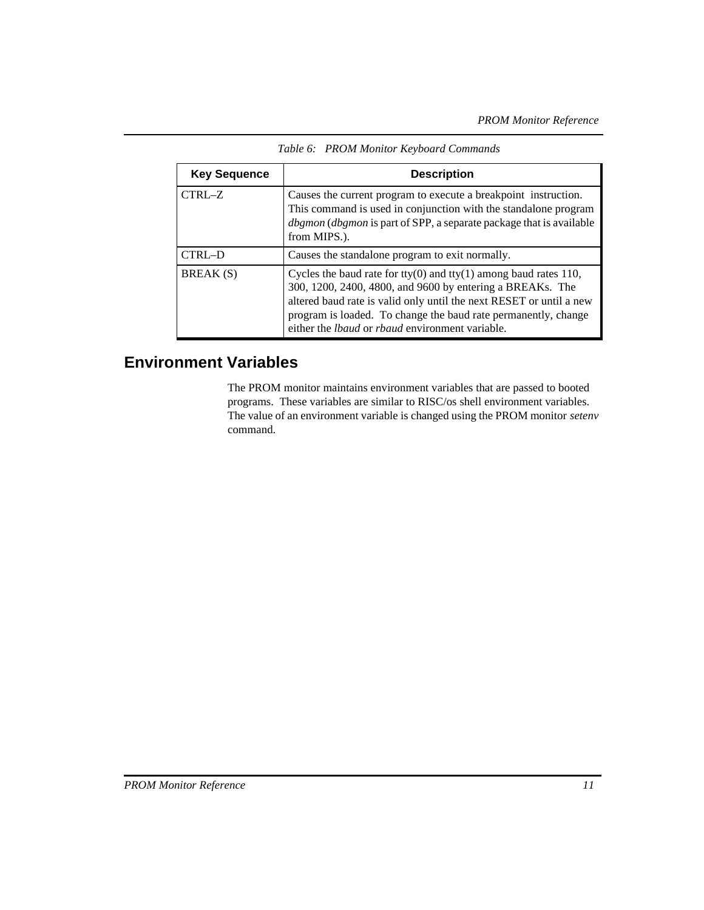*Table 6: PROM Monitor Keyboard Commands*

| Key Sequence | Description |
|---|---|
| CTRL–Z | Causes the current program to execute a breakpoint instruction. This command is used in conjunction with the standalone program *dbgmon* (*dbgmon* is part of SPP, a separate package that is available from MIPS.). |
| CTRL–D | Causes the standalone program to exit normally. |
| BREAK (S) | Cycles the baud rate for tty(0) and tty(1) among baud rates 110, 300, 1200, 2400, 4800, and 9600 by entering a BREAKs. The altered baud rate is valid only until the next RESET or until a new program is loaded. To change the baud rate permanently, change either the *lbaud* or *rbaud* environment variable. |

## Environment Variables

The PROM monitor maintains environment variables that are passed to booted programs. These variables are similar to RISC/os shell environment variables. The value of an environment variable is changed using the PROM monitor *setenv* command.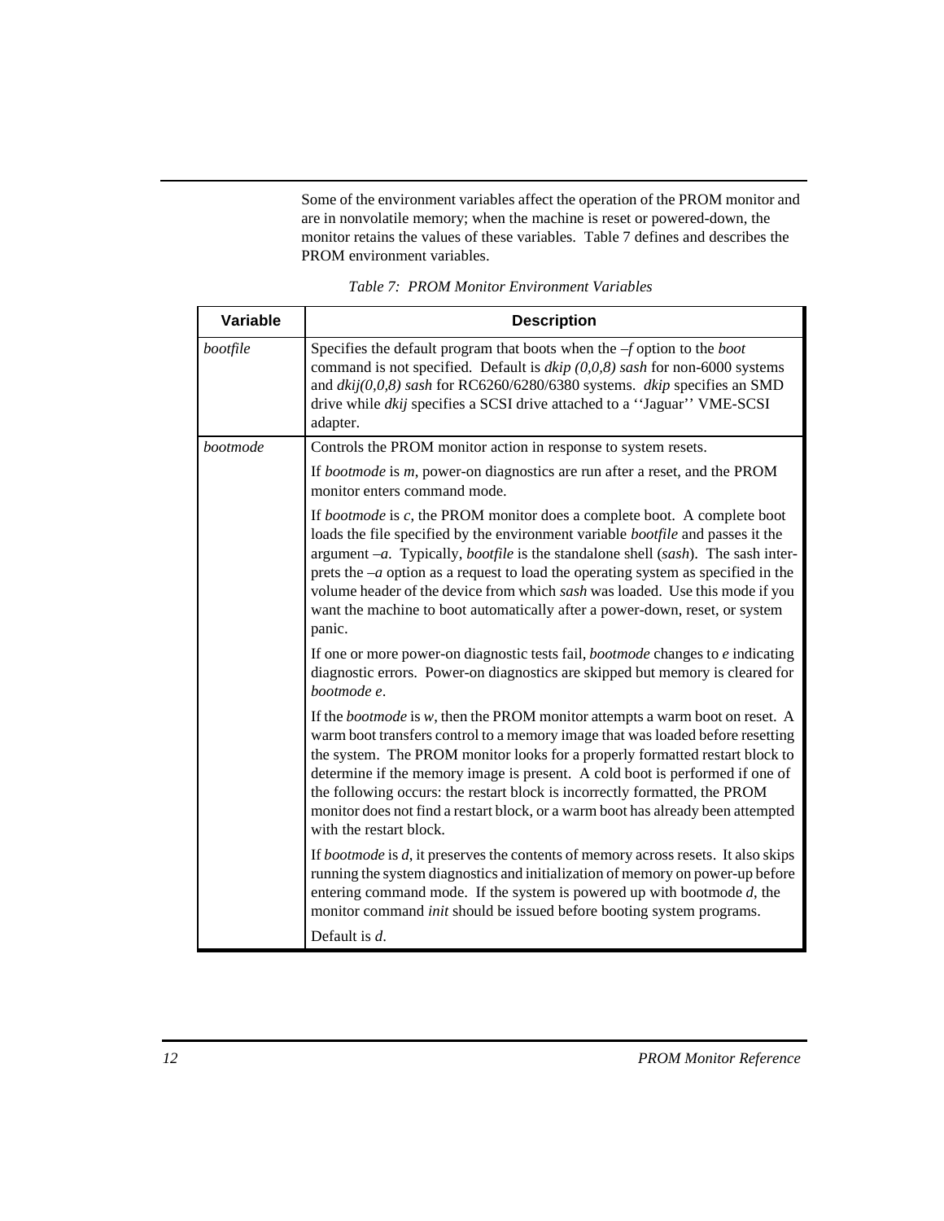Some of the environment variables affect the operation of the PROM monitor and are in nonvolatile memory; when the machine is reset or powered-down, the monitor retains the values of these variables. Table 7 defines and describes the PROM environment variables.

*Table 7: PROM Monitor Environment Variables*

| Variable | Description |
|---|---|
| *bootfile* | Specifies the default program that boots when the *–f* option to the *boot* command is not specified. Default is *dkip (0,0,8) sash* for non-6000 systems and *dkij(0,0,8) sash* for RC6260/6280/6380 systems. *dkip* specifies an SMD drive while *dkij* specifies a SCSI drive attached to a ''Jaguar'' VME-SCSI adapter. |
| *bootmode* | Controls the PROM monitor action in response to system resets.<br><br>If *bootmode* is *m*, power-on diagnostics are run after a reset, and the PROM monitor enters command mode.<br><br>If *bootmode* is *c*, the PROM monitor does a complete boot. A complete boot loads the file specified by the environment variable *bootfile* and passes it the argument *–a*. Typically, *bootfile* is the standalone shell (*sash*). The sash interprets the *–a* option as a request to load the operating system as specified in the volume header of the device from which *sash* was loaded. Use this mode if you want the machine to boot automatically after a power-down, reset, or system panic.<br><br>If one or more power-on diagnostic tests fail, *bootmode* changes to *e* indicating diagnostic errors. Power-on diagnostics are skipped but memory is cleared for *bootmode e*.<br><br>If the *bootmode* is *w*, then the PROM monitor attempts a warm boot on reset. A warm boot transfers control to a memory image that was loaded before resetting the system. The PROM monitor looks for a properly formatted restart block to determine if the memory image is present. A cold boot is performed if one of the following occurs: the restart block is incorrectly formatted, the PROM monitor does not find a restart block, or a warm boot has already been attempted with the restart block.<br><br>If *bootmode* is *d*, it preserves the contents of memory across resets. It also skips running the system diagnostics and initialization of memory on power-up before entering command mode. If the system is powered up with bootmode *d*, the monitor command *init* should be issued before booting system programs.<br><br>Default is *d*. |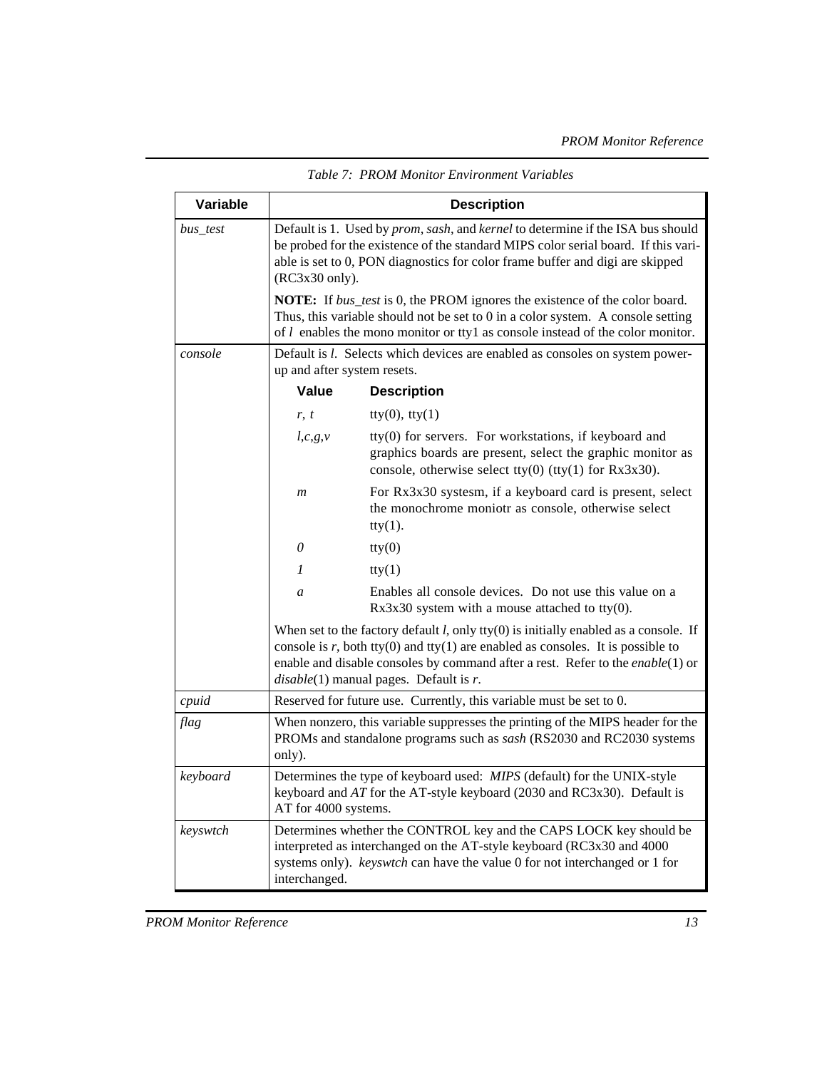Table 7: PROM Monitor Environment Variables

| Variable | Description |
| --- | --- |
| *bus_test* | Default is 1. Used by *prom*, *sash*, and *kernel* to determine if the ISA bus should be probed for the existence of the standard MIPS color serial board. If this variable is set to 0, PON diagnostics for color frame buffer and digi are skipped (RC3x30 only).<br><br>**NOTE:** If *bus_test* is 0, the PROM ignores the existence of the color board. Thus, this variable should not be set to 0 in a color system. A console setting of *l* enables the mono monitor or tty1 as console instead of the color monitor. |
| *console* | Default is *l*. Selects which devices are enabled as consoles on system power-up and after system resets.<br><br>**Value** — **Description**<br>*r, t* — tty(0), tty(1)<br>*l,c,g,v* — tty(0) for servers. For workstations, if keyboard and graphics boards are present, select the graphic monitor as console, otherwise select tty(0) (tty(1) for Rx3x30).<br>*m* — For Rx3x30 systesm, if a keyboard card is present, select the monochrome moniotr as console, otherwise select tty(1).<br>*0* — tty(0)<br>*1* — tty(1)<br>*a* — Enables all console devices. Do not use this value on a Rx3x30 system with a mouse attached to tty(0).<br><br>When set to the factory default *l*, only tty(0) is initially enabled as a console. If console is *r*, both tty(0) and tty(1) are enabled as consoles. It is possible to enable and disable consoles by command after a rest. Refer to the *enable*(1) or *disable*(1) manual pages. Default is *r*. |
| *cpuid* | Reserved for future use. Currently, this variable must be set to 0. |
| *flag* | When nonzero, this variable suppresses the printing of the MIPS header for the PROMs and standalone programs such as *sash* (RS2030 and RC2030 systems only). |
| *keyboard* | Determines the type of keyboard used: *MIPS* (default) for the UNIX-style keyboard and *AT* for the AT-style keyboard (2030 and RC3x30). Default is AT for 4000 systems. |
| *keyswtch* | Determines whether the CONTROL key and the CAPS LOCK key should be interpreted as interchanged on the AT-style keyboard (RC3x30 and 4000 systems only). *keyswtch* can have the value 0 for not interchanged or 1 for interchanged. |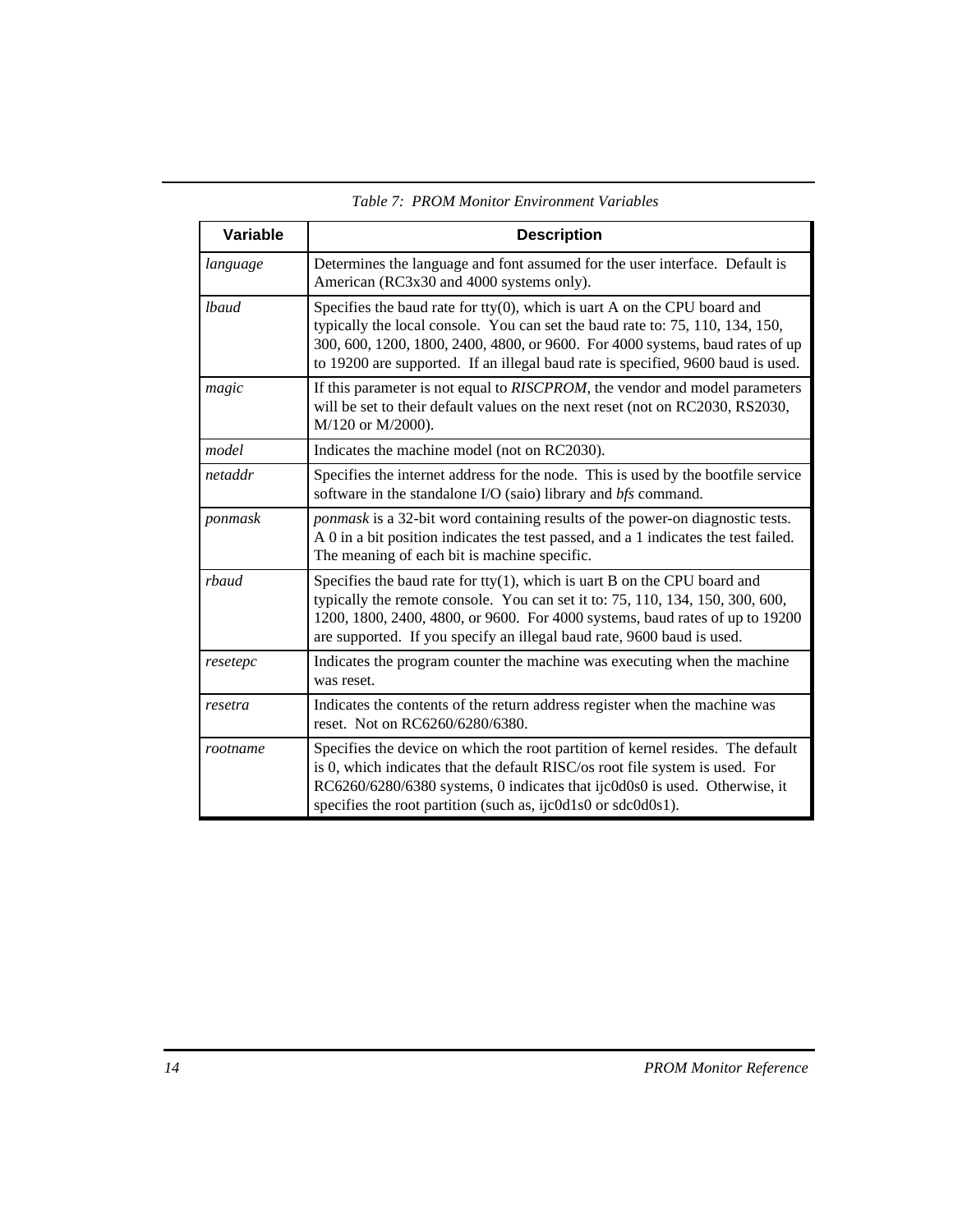*Table 7: PROM Monitor Environment Variables*

| Variable | Description |
|---|---|
| *language* | Determines the language and font assumed for the user interface. Default is American (RC3x30 and 4000 systems only). |
| *lbaud* | Specifies the baud rate for tty(0), which is uart A on the CPU board and typically the local console. You can set the baud rate to: 75, 110, 134, 150, 300, 600, 1200, 1800, 2400, 4800, or 9600. For 4000 systems, baud rates of up to 19200 are supported. If an illegal baud rate is specified, 9600 baud is used. |
| *magic* | If this parameter is not equal to *RISCPROM*, the vendor and model parameters will be set to their default values on the next reset (not on RC2030, RS2030, M/120 or M/2000). |
| *model* | Indicates the machine model (not on RC2030). |
| *netaddr* | Specifies the internet address for the node. This is used by the bootfile service software in the standalone I/O (saio) library and *bfs* command. |
| *ponmask* | *ponmask* is a 32-bit word containing results of the power-on diagnostic tests. A 0 in a bit position indicates the test passed, and a 1 indicates the test failed. The meaning of each bit is machine specific. |
| *rbaud* | Specifies the baud rate for tty(1), which is uart B on the CPU board and typically the remote console. You can set it to: 75, 110, 134, 150, 300, 600, 1200, 1800, 2400, 4800, or 9600. For 4000 systems, baud rates of up to 19200 are supported. If you specify an illegal baud rate, 9600 baud is used. |
| *resetepc* | Indicates the program counter the machine was executing when the machine was reset. |
| *resetra* | Indicates the contents of the return address register when the machine was reset. Not on RC6260/6280/6380. |
| *rootname* | Specifies the device on which the root partition of kernel resides. The default is 0, which indicates that the default RISC/os root file system is used. For RC6260/6280/6380 systems, 0 indicates that ijc0d0s0 is used. Otherwise, it specifies the root partition (such as, ijc0d1s0 or sdc0d0s1). |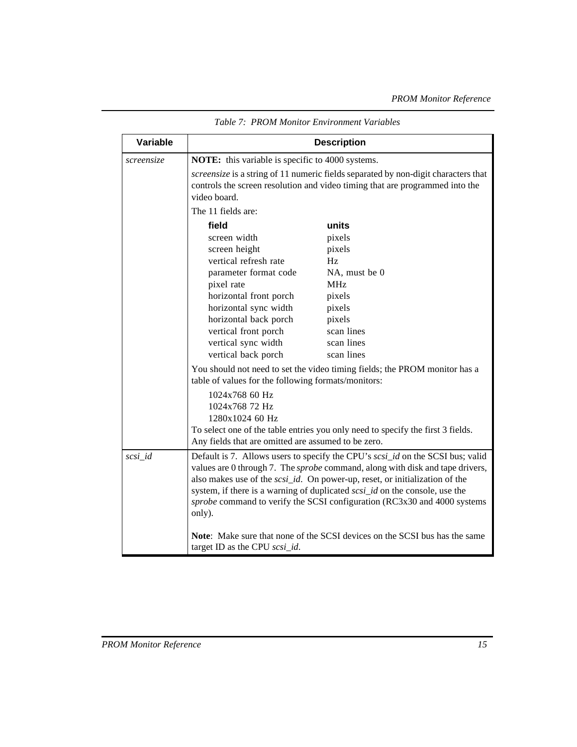*Table 7: PROM Monitor Environment Variables*

| Variable | Description |
|---|---|
| *screensize* | **NOTE:** this variable is specific to 4000 systems.<br><br>*screensize* is a string of 11 numeric fields separated by non-digit characters that controls the screen resolution and video timing that are programmed into the video board.<br><br>The 11 fields are:<br><br>**field** — **units**<br>screen width — pixels<br>screen height — pixels<br>vertical refresh rate — Hz<br>parameter format code — NA, must be 0<br>pixel rate — MHz<br>horizontal front porch — pixels<br>horizontal sync width — pixels<br>horizontal back porch — pixels<br>vertical front porch — scan lines<br>vertical sync width — scan lines<br>vertical back porch — scan lines<br><br>You should not need to set the video timing fields; the PROM monitor has a table of values for the following formats/monitors:<br><br>1024x768 60 Hz<br>1024x768 72 Hz<br>1280x1024 60 Hz<br><br>To select one of the table entries you only need to specify the first 3 fields. Any fields that are omitted are assumed to be zero. |
| *scsi_id* | Default is 7. Allows users to specify the CPU's *scsi_id* on the SCSI bus; valid values are 0 through 7. The *sprobe* command, along with disk and tape drivers, also makes use of the *scsi_id*. On power-up, reset, or initialization of the system, if there is a warning of duplicated *scsi_id* on the console, use the *sprobe* command to verify the SCSI configuration (RC3x30 and 4000 systems only).<br><br>**Note**: Make sure that none of the SCSI devices on the SCSI bus has the same target ID as the CPU *scsi_id*. |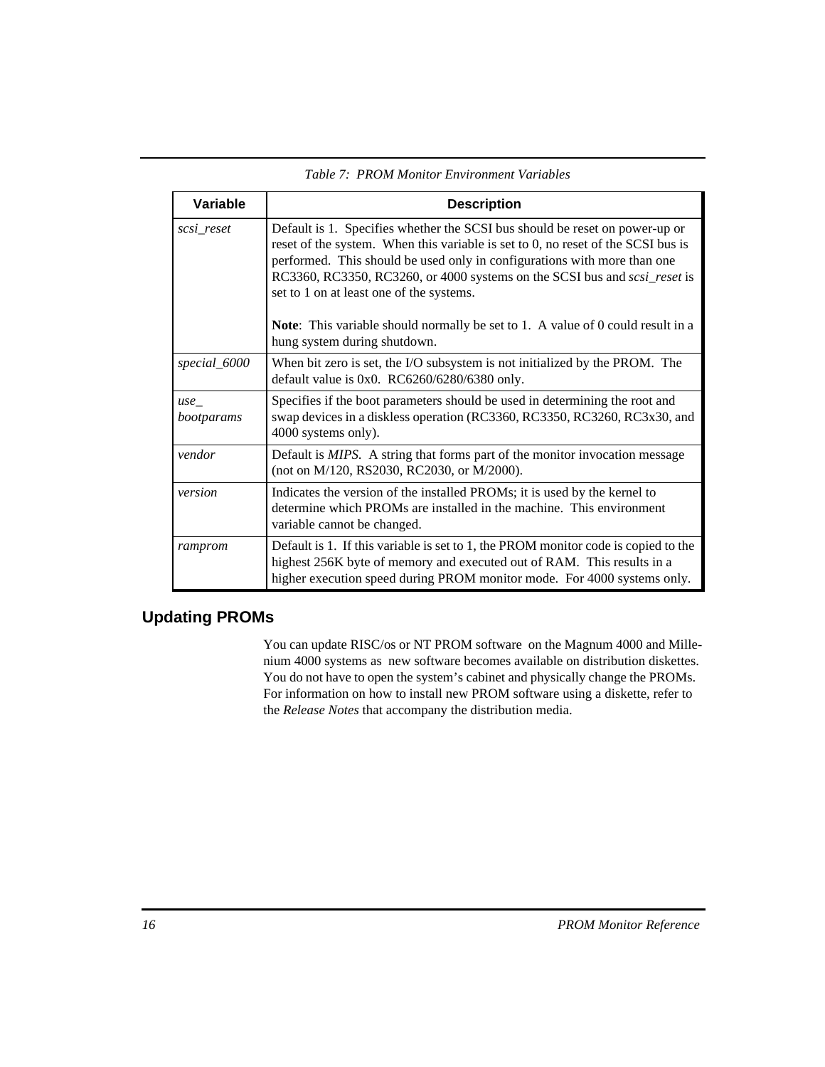*Table 7: PROM Monitor Environment Variables*

| Variable | Description |
|---|---|
| *scsi_reset* | Default is 1. Specifies whether the SCSI bus should be reset on power-up or reset of the system. When this variable is set to 0, no reset of the SCSI bus is performed. This should be used only in configurations with more than one RC3360, RC3350, RC3260, or 4000 systems on the SCSI bus and *scsi_reset* is set to 1 on at least one of the systems.<br><br>**Note**: This variable should normally be set to 1. A value of 0 could result in a hung system during shutdown. |
| *special_6000* | When bit zero is set, the I/O subsystem is not initialized by the PROM. The default value is 0x0. RC6260/6280/6380 only. |
| *use_ bootparams* | Specifies if the boot parameters should be used in determining the root and swap devices in a diskless operation (RC3360, RC3350, RC3260, RC3x30, and 4000 systems only). |
| *vendor* | Default is *MIPS*. A string that forms part of the monitor invocation message (not on M/120, RS2030, RC2030, or M/2000). |
| *version* | Indicates the version of the installed PROMs; it is used by the kernel to determine which PROMs are installed in the machine. This environment variable cannot be changed. |
| *ramprom* | Default is 1. If this variable is set to 1, the PROM monitor code is copied to the highest 256K byte of memory and executed out of RAM. This results in a higher execution speed during PROM monitor mode. For 4000 systems only. |

## Updating PROMs

You can update RISC/os or NT PROM software on the Magnum 4000 and Millenium 4000 systems as new software becomes available on distribution diskettes. You do not have to open the system's cabinet and physically change the PROMs. For information on how to install new PROM software using a diskette, refer to the *Release Notes* that accompany the distribution media.